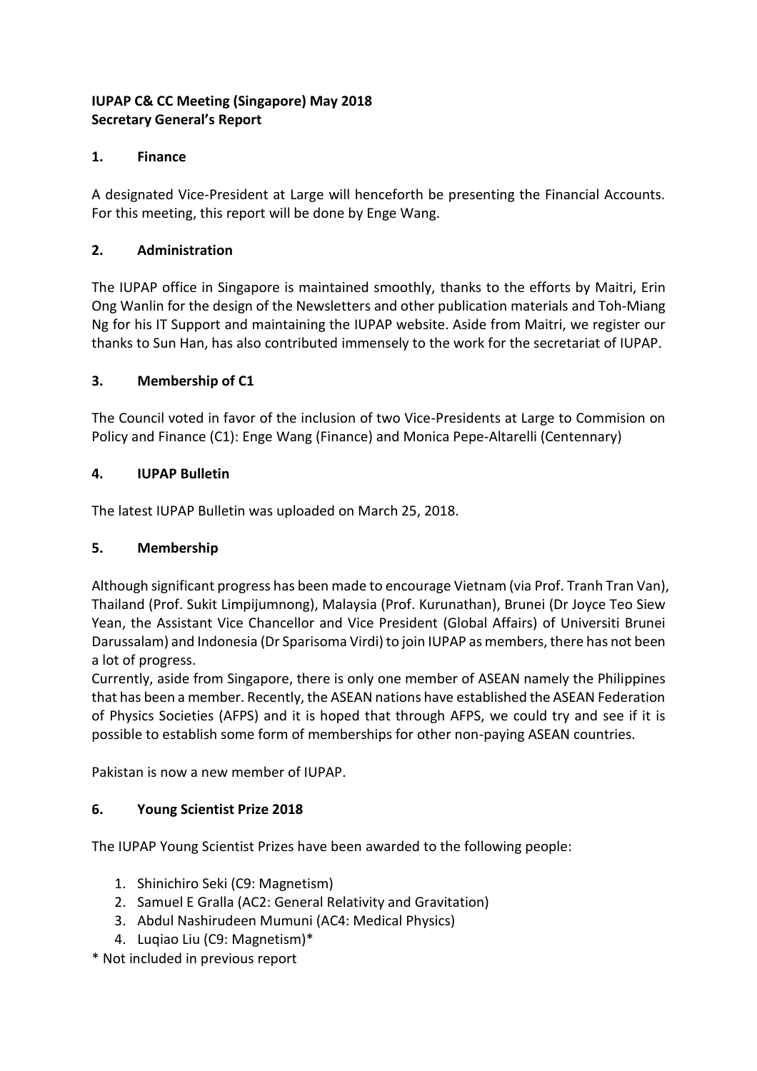**IUPAP C& CC Meeting (Singapore) May 2018**
**Secretary General's Report**

## 1. Finance

A designated Vice-President at Large will henceforth be presenting the Financial Accounts. For this meeting, this report will be done by Enge Wang.

## 2. Administration

The IUPAP office in Singapore is maintained smoothly, thanks to the efforts by Maitri, Erin Ong Wanlin for the design of the Newsletters and other publication materials and Toh-Miang Ng for his IT Support and maintaining the IUPAP website. Aside from Maitri, we register our thanks to Sun Han, has also contributed immensely to the work for the secretariat of IUPAP.

## 3. Membership of C1

The Council voted in favor of the inclusion of two Vice-Presidents at Large to Commision on Policy and Finance (C1): Enge Wang (Finance) and Monica Pepe-Altarelli (Centennary)

## 4. IUPAP Bulletin

The latest IUPAP Bulletin was uploaded on March 25, 2018.

## 5. Membership

Although significant progress has been made to encourage Vietnam (via Prof. Tranh Tran Van), Thailand (Prof. Sukit Limpijumnong), Malaysia (Prof. Kurunathan), Brunei (Dr Joyce Teo Siew Yean, the Assistant Vice Chancellor and Vice President (Global Affairs) of Universiti Brunei Darussalam) and Indonesia (Dr Sparisoma Virdi) to join IUPAP as members, there has not been a lot of progress.
Currently, aside from Singapore, there is only one member of ASEAN namely the Philippines that has been a member. Recently, the ASEAN nations have established the ASEAN Federation of Physics Societies (AFPS) and it is hoped that through AFPS, we could try and see if it is possible to establish some form of memberships for other non-paying ASEAN countries.

Pakistan is now a new member of IUPAP.

## 6. Young Scientist Prize 2018

The IUPAP Young Scientist Prizes have been awarded to the following people:

1. Shinichiro Seki (C9: Magnetism)
2. Samuel E Gralla (AC2: General Relativity and Gravitation)
3. Abdul Nashirudeen Mumuni (AC4: Medical Physics)
4. Luqiao Liu (C9: Magnetism)*

* Not included in previous report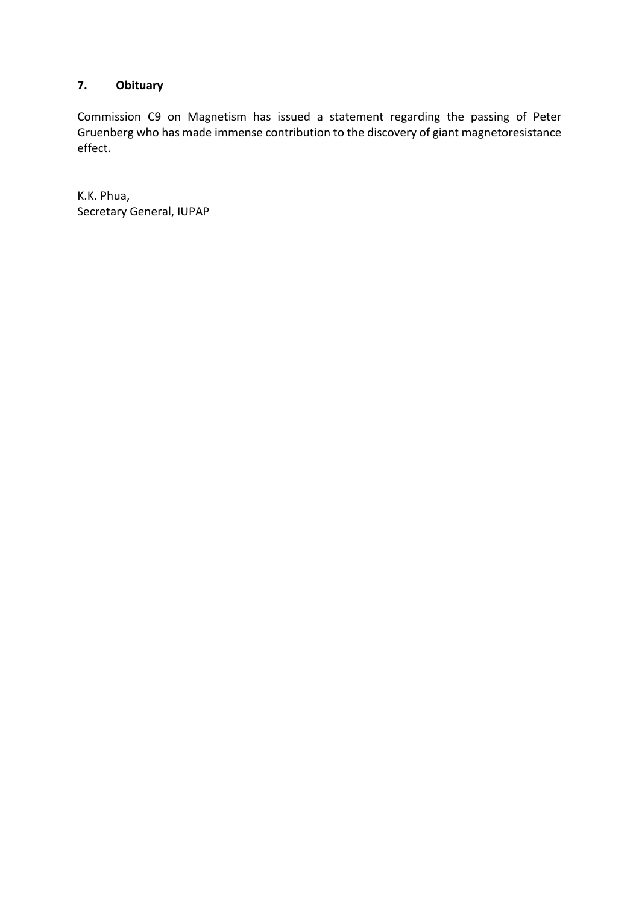## 7. Obituary

Commission C9 on Magnetism has issued a statement regarding the passing of Peter Gruenberg who has made immense contribution to the discovery of giant magnetoresistance effect.

K.K. Phua,
Secretary General, IUPAP